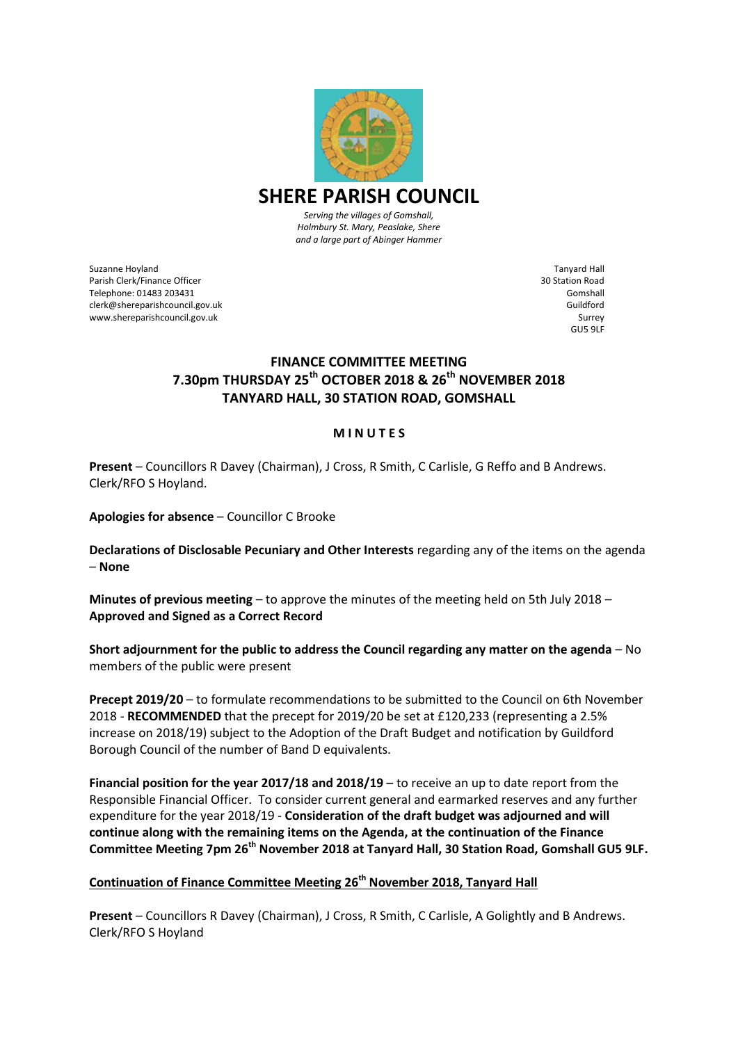# SHERE PARISH COUNCIL

*Serving the villages of Gomshall, Holmbury St. Mary, Peaslake, Shere and a large part of Abinger Hammer*

Suzanne Hoyland
Parish Clerk/Finance Officer
Telephone: 01483 203431
clerk@shereparishcouncil.gov.uk
www.shereparishcouncil.gov.uk

Tanyard Hall
30 Station Road
Gomshall
Guildford
Surrey
GU5 9LF

## FINANCE COMMITTEE MEETING
## 7.30pm THURSDAY 25th OCTOBER 2018 & 26th NOVEMBER 2018
## TANYARD HALL, 30 STATION ROAD, GOMSHALL

### M I N U T E S

**Present** – Councillors R Davey (Chairman), J Cross, R Smith, C Carlisle, G Reffo and B Andrews. Clerk/RFO S Hoyland.

**Apologies for absence** – Councillor C Brooke

**Declarations of Disclosable Pecuniary and Other Interests** regarding any of the items on the agenda – **None**

**Minutes of previous meeting** – to approve the minutes of the meeting held on 5th July 2018 – **Approved and Signed as a Correct Record**

**Short adjournment for the public to address the Council regarding any matter on the agenda** – No members of the public were present

**Precept 2019/20** – to formulate recommendations to be submitted to the Council on 6th November 2018 - **RECOMMENDED** that the precept for 2019/20 be set at £120,233 (representing a 2.5% increase on 2018/19) subject to the Adoption of the Draft Budget and notification by Guildford Borough Council of the number of Band D equivalents.

**Financial position for the year 2017/18 and 2018/19** – to receive an up to date report from the Responsible Financial Officer. To consider current general and earmarked reserves and any further expenditure for the year 2018/19 - **Consideration of the draft budget was adjourned and will continue along with the remaining items on the Agenda, at the continuation of the Finance Committee Meeting 7pm 26th November 2018 at Tanyard Hall, 30 Station Road, Gomshall GU5 9LF.**

**<u>Continuation of Finance Committee Meeting 26th November 2018, Tanyard Hall</u>**

**Present** – Councillors R Davey (Chairman), J Cross, R Smith, C Carlisle, A Golightly and B Andrews. Clerk/RFO S Hoyland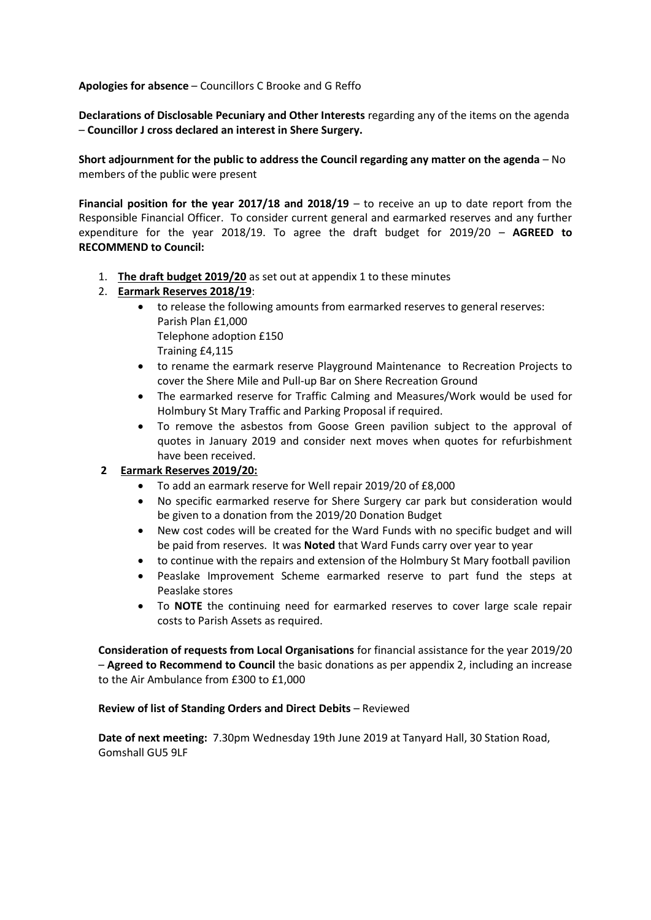**Apologies for absence** – Councillors C Brooke and G Reffo

**Declarations of Disclosable Pecuniary and Other Interests** regarding any of the items on the agenda – **Councillor J cross declared an interest in Shere Surgery.**

**Short adjournment for the public to address the Council regarding any matter on the agenda** – No members of the public were present

**Financial position for the year 2017/18 and 2018/19** – to receive an up to date report from the Responsible Financial Officer. To consider current general and earmarked reserves and any further expenditure for the year 2018/19. To agree the draft budget for 2019/20 – **AGREED to RECOMMEND to Council:**

1. **The draft budget 2019/20** as set out at appendix 1 to these minutes
2. **Earmark Reserves 2018/19**:
    - to release the following amounts from earmarked reserves to general reserves:
      Parish Plan £1,000
      Telephone adoption £150
      Training £4,115
    - to rename the earmark reserve Playground Maintenance to Recreation Projects to cover the Shere Mile and Pull-up Bar on Shere Recreation Ground
    - The earmarked reserve for Traffic Calming and Measures/Work would be used for Holmbury St Mary Traffic and Parking Proposal if required.
    - To remove the asbestos from Goose Green pavilion subject to the approval of quotes in January 2019 and consider next moves when quotes for refurbishment have been received.

**2 Earmark Reserves 2019/20:**

- To add an earmark reserve for Well repair 2019/20 of £8,000
- No specific earmarked reserve for Shere Surgery car park but consideration would be given to a donation from the 2019/20 Donation Budget
- New cost codes will be created for the Ward Funds with no specific budget and will be paid from reserves. It was **Noted** that Ward Funds carry over year to year
- to continue with the repairs and extension of the Holmbury St Mary football pavilion
- Peaslake Improvement Scheme earmarked reserve to part fund the steps at Peaslake stores
- To **NOTE** the continuing need for earmarked reserves to cover large scale repair costs to Parish Assets as required.

**Consideration of requests from Local Organisations** for financial assistance for the year 2019/20 – **Agreed to Recommend to Council** the basic donations as per appendix 2, including an increase to the Air Ambulance from £300 to £1,000

**Review of list of Standing Orders and Direct Debits** – Reviewed

**Date of next meeting:** 7.30pm Wednesday 19th June 2019 at Tanyard Hall, 30 Station Road, Gomshall GU5 9LF